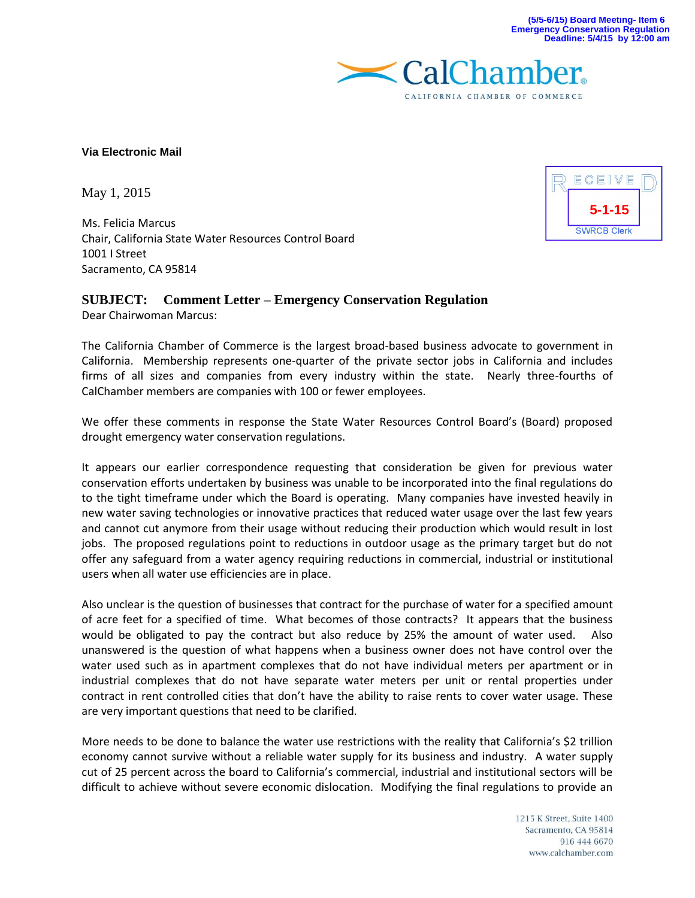(5/5-6/15) Board Meeting- Item 6
Emergency Conservation Regulation
Deadline: 5/4/15 by 12:00 am

CalChamber
CALIFORNIA CHAMBER OF COMMERCE

RECEIVED
5-1-15
SWRCB Clerk

**Via Electronic Mail**

May 1, 2015

Ms. Felicia Marcus
Chair, California State Water Resources Control Board
1001 I Street
Sacramento, CA 95814

**SUBJECT: Comment Letter – Emergency Conservation Regulation**

Dear Chairwoman Marcus:

The California Chamber of Commerce is the largest broad-based business advocate to government in California. Membership represents one-quarter of the private sector jobs in California and includes firms of all sizes and companies from every industry within the state. Nearly three-fourths of CalChamber members are companies with 100 or fewer employees.

We offer these comments in response the State Water Resources Control Board's (Board) proposed drought emergency water conservation regulations.

It appears our earlier correspondence requesting that consideration be given for previous water conservation efforts undertaken by business was unable to be incorporated into the final regulations do to the tight timeframe under which the Board is operating. Many companies have invested heavily in new water saving technologies or innovative practices that reduced water usage over the last few years and cannot cut anymore from their usage without reducing their production which would result in lost jobs. The proposed regulations point to reductions in outdoor usage as the primary target but do not offer any safeguard from a water agency requiring reductions in commercial, industrial or institutional users when all water use efficiencies are in place.

Also unclear is the question of businesses that contract for the purchase of water for a specified amount of acre feet for a specified of time. What becomes of those contracts? It appears that the business would be obligated to pay the contract but also reduce by 25% the amount of water used. Also unanswered is the question of what happens when a business owner does not have control over the water used such as in apartment complexes that do not have individual meters per apartment or in industrial complexes that do not have separate water meters per unit or rental properties under contract in rent controlled cities that don't have the ability to raise rents to cover water usage. These are very important questions that need to be clarified.

More needs to be done to balance the water use restrictions with the reality that California's $2 trillion economy cannot survive without a reliable water supply for its business and industry. A water supply cut of 25 percent across the board to California's commercial, industrial and institutional sectors will be difficult to achieve without severe economic dislocation. Modifying the final regulations to provide an

1215 K Street, Suite 1400
Sacramento, CA 95814
916 444 6670
www.calchamber.com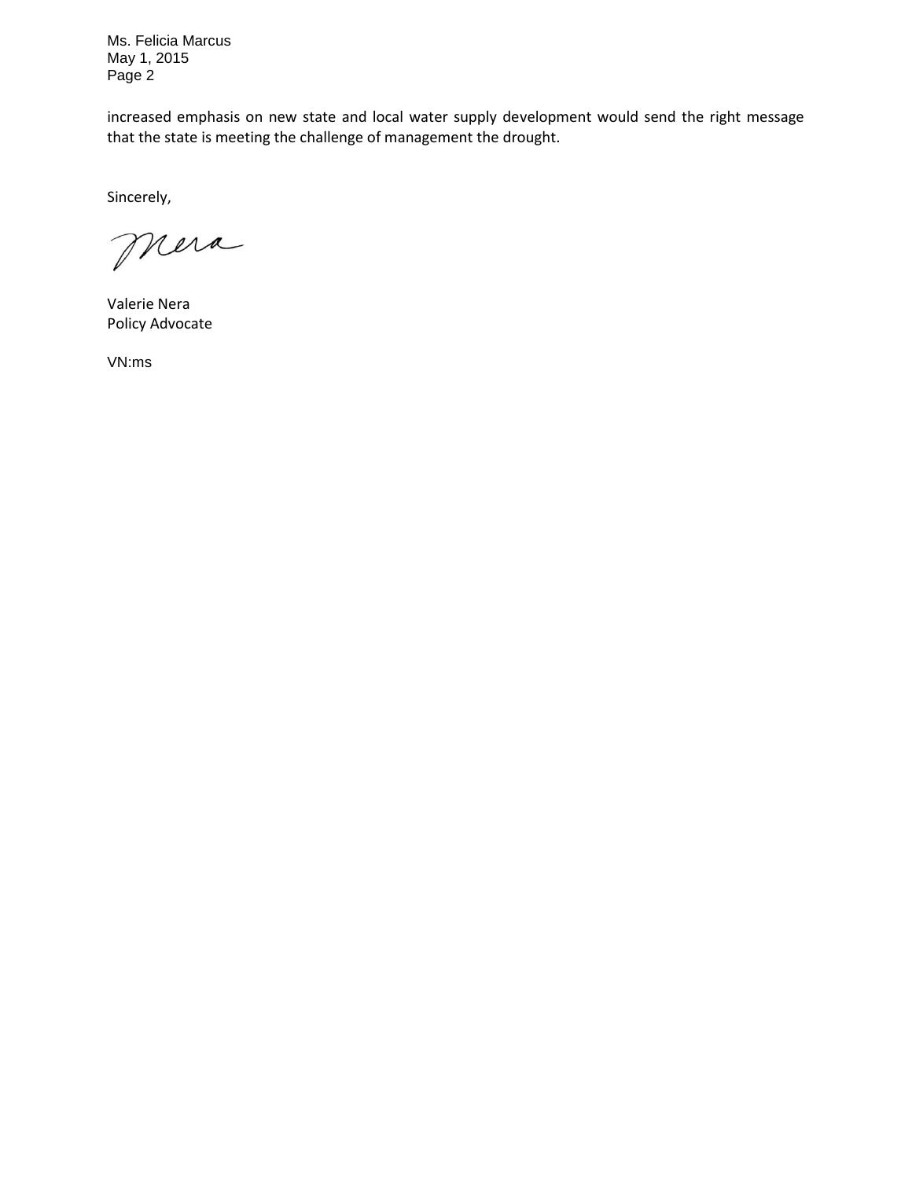increased emphasis on new state and local water supply development would send the right message that the state is meeting the challenge of management the drought.

Sincerely,

Nera

Valerie Nera
Policy Advocate

VN:ms